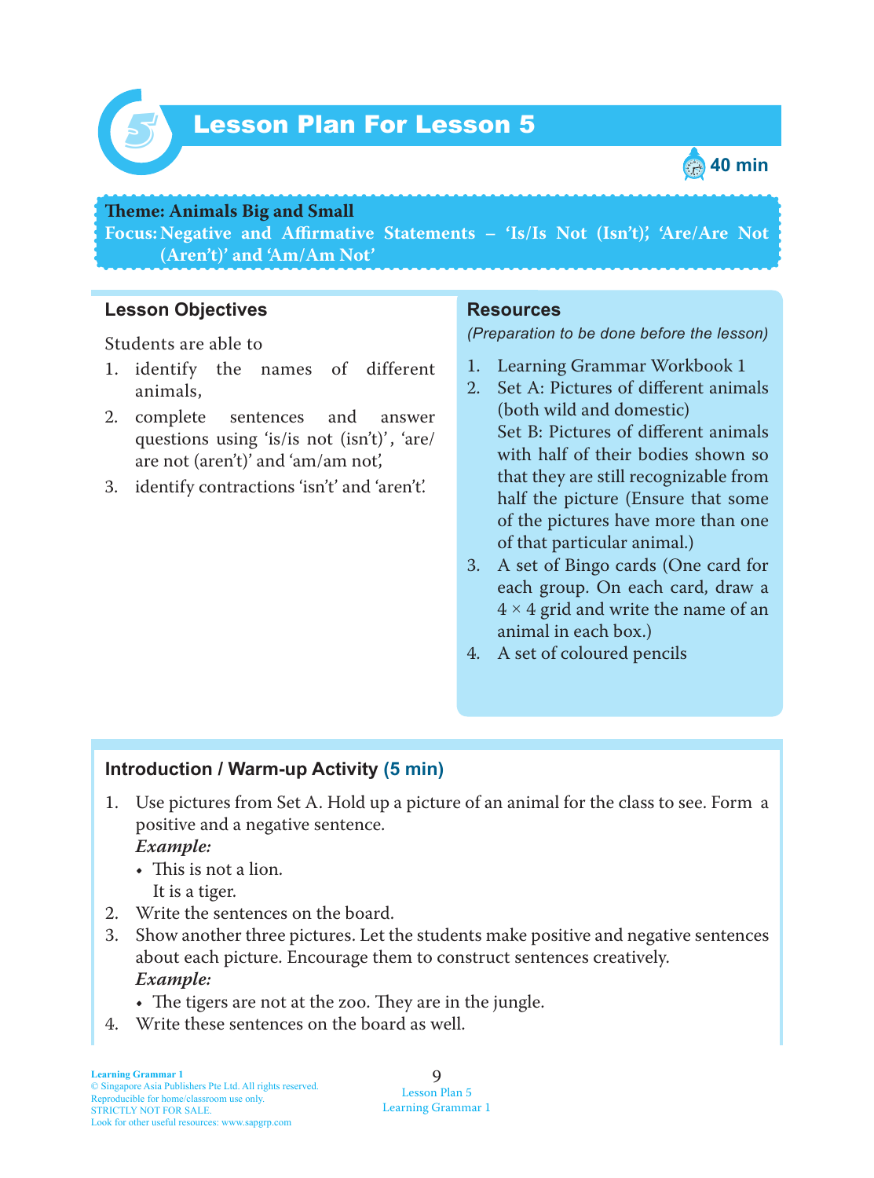# Lesson Plan For Lesson 5

40 min

**Theme: Animals Big and Small**
**Focus: Negative and Affirmative Statements – 'Is/Is Not (Isn't)', 'Are/Are Not (Aren't)' and 'Am/Am Not'**

## Lesson Objectives

Students are able to

1. identify the names of different animals,
2. complete sentences and answer questions using 'is/is not (isn't)', 'are/are not (aren't)' and 'am/am not',
3. identify contractions 'isn't' and 'aren't'.

## Resources

*(Preparation to be done before the lesson)*

1. Learning Grammar Workbook 1
2. Set A: Pictures of different animals (both wild and domestic)
   Set B: Pictures of different animals with half of their bodies shown so that they are still recognizable from half the picture (Ensure that some of the pictures have more than one of that particular animal.)
3. A set of Bingo cards (One card for each group. On each card, draw a 4 × 4 grid and write the name of an animal in each box.)
4. A set of coloured pencils

## Introduction / Warm-up Activity (5 min)

1. Use pictures from Set A. Hold up a picture of an animal for the class to see. Form a positive and a negative sentence.
   ***Example:***
   - This is not a lion.
     It is a tiger.
2. Write the sentences on the board.
3. Show another three pictures. Let the students make positive and negative sentences about each picture. Encourage them to construct sentences creatively.
   ***Example:***
   - The tigers are not at the zoo. They are in the jungle.
4. Write these sentences on the board as well.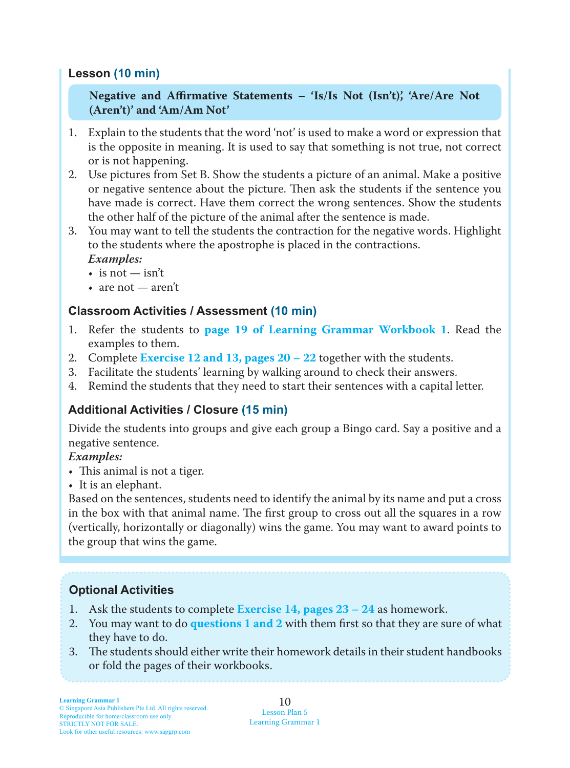### Lesson (10 min)

**Negative and Affirmative Statements – 'Is/Is Not (Isn't)', 'Are/Are Not (Aren't)' and 'Am/Am Not'**

1. Explain to the students that the word 'not' is used to make a word or expression that is the opposite in meaning. It is used to say that something is not true, not correct or is not happening.
2. Use pictures from Set B. Show the students a picture of an animal. Make a positive or negative sentence about the picture. Then ask the students if the sentence you have made is correct. Have them correct the wrong sentences. Show the students the other half of the picture of the animal after the sentence is made.
3. You may want to tell the students the contraction for the negative words. Highlight to the students where the apostrophe is placed in the contractions.
   ***Examples:***
   - is not — isn't
   - are not — aren't

### Classroom Activities / Assessment (10 min)

1. Refer the students to **page 19 of Learning Grammar Workbook 1**. Read the examples to them.
2. Complete **Exercise 12 and 13, pages 20 – 22** together with the students.
3. Facilitate the students' learning by walking around to check their answers.
4. Remind the students that they need to start their sentences with a capital letter.

### Additional Activities / Closure (15 min)

Divide the students into groups and give each group a Bingo card. Say a positive and a negative sentence.

***Examples:***
- This animal is not a tiger.
- It is an elephant.

Based on the sentences, students need to identify the animal by its name and put a cross in the box with that animal name. The first group to cross out all the squares in a row (vertically, horizontally or diagonally) wins the game. You may want to award points to the group that wins the game.

### Optional Activities

1. Ask the students to complete **Exercise 14, pages 23 – 24** as homework.
2. You may want to do **questions 1 and 2** with them first so that they are sure of what they have to do.
3. The students should either write their homework details in their student handbooks or fold the pages of their workbooks.